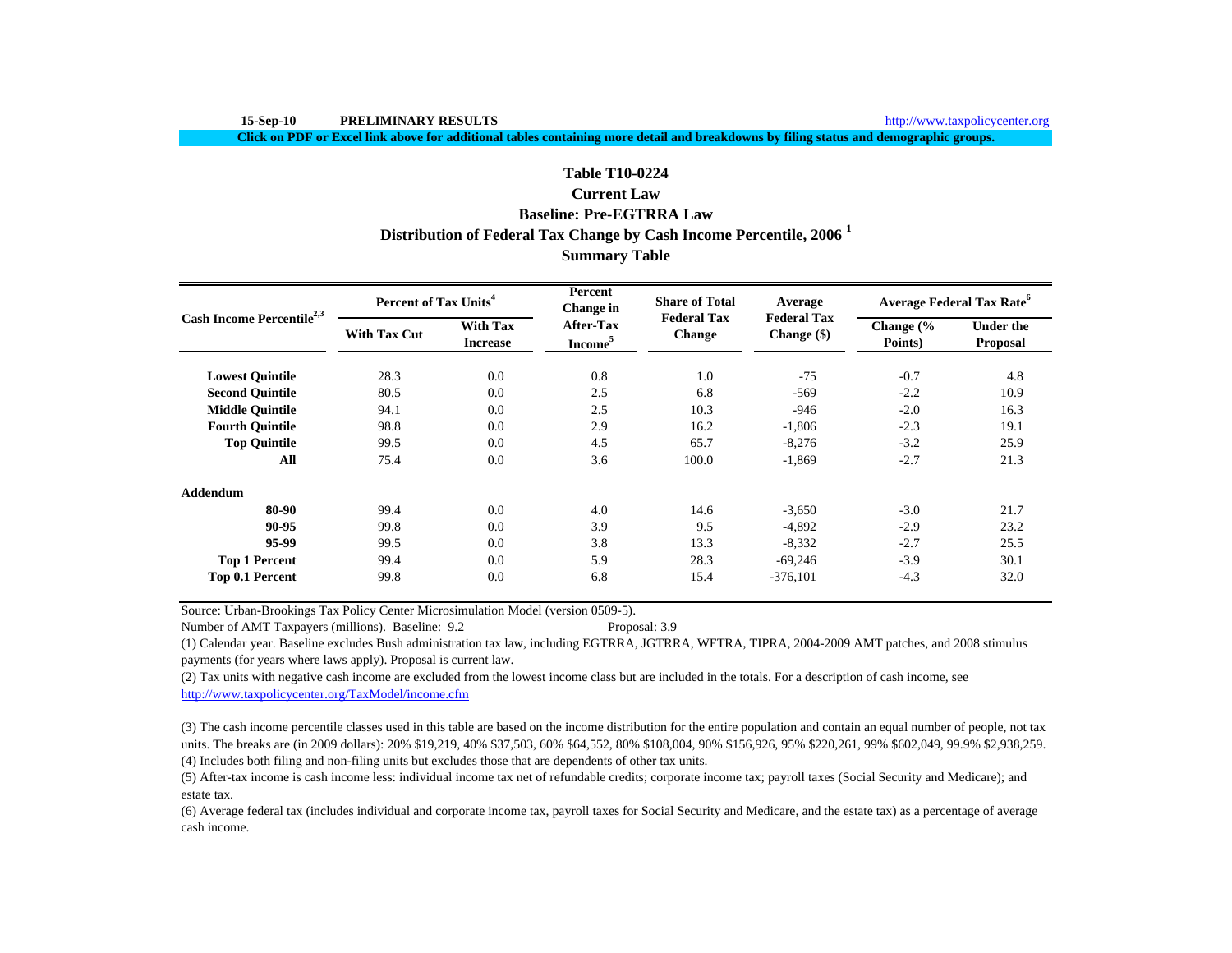15-Sep-10 **PRELIMINARY RESULTS** http://www.taxpolicycenter.org

**Click on PDF or Excel link above for additional tables containing more detail and breakdowns by filing status and demographic groups.**

# Table T10-0224
## Current Law
## Baseline: Pre-EGTRRA Law
## Distribution of Federal Tax Change by Cash Income Percentile, 2006 [1]
## Summary Table

| Cash Income Percentile[2,3] | Percent of Tax Units[4] | | Percent Change in After-Tax Income[5] | Share of Total Federal Tax Change | Average Federal Tax Change ($) | Average Federal Tax Rate[6] | |
|---|---|---|---|---|---|---|---|
| | With Tax Cut | With Tax Increase | | | | Change (% Points) | Under the Proposal |
| **Lowest Quintile** | 28.3 | 0.0 | 0.8 | 1.0 | -75 | -0.7 | 4.8 |
| **Second Quintile** | 80.5 | 0.0 | 2.5 | 6.8 | -569 | -2.2 | 10.9 |
| **Middle Quintile** | 94.1 | 0.0 | 2.5 | 10.3 | -946 | -2.0 | 16.3 |
| **Fourth Quintile** | 98.8 | 0.0 | 2.9 | 16.2 | -1,806 | -2.3 | 19.1 |
| **Top Quintile** | 99.5 | 0.0 | 4.5 | 65.7 | -8,276 | -3.2 | 25.9 |
| **All** | 75.4 | 0.0 | 3.6 | 100.0 | -1,869 | -2.7 | 21.3 |
| **Addendum** | | | | | | | |
| **80-90** | 99.4 | 0.0 | 4.0 | 14.6 | -3,650 | -3.0 | 21.7 |
| **90-95** | 99.8 | 0.0 | 3.9 | 9.5 | -4,892 | -2.9 | 23.2 |
| **95-99** | 99.5 | 0.0 | 3.8 | 13.3 | -8,332 | -2.7 | 25.5 |
| **Top 1 Percent** | 99.4 | 0.0 | 5.9 | 28.3 | -69,246 | -3.9 | 30.1 |
| **Top 0.1 Percent** | 99.8 | 0.0 | 6.8 | 15.4 | -376,101 | -4.3 | 32.0 |

Source: Urban-Brookings Tax Policy Center Microsimulation Model (version 0509-5).

Number of AMT Taxpayers (millions). Baseline: 9.2 Proposal: 3.9

(1) Calendar year. Baseline excludes Bush administration tax law, including EGTRRA, JGTRRA, WFTRA, TIPRA, 2004-2009 AMT patches, and 2008 stimulus payments (for years where laws apply). Proposal is current law.

(2) Tax units with negative cash income are excluded from the lowest income class but are included in the totals. For a description of cash income, see http://www.taxpolicycenter.org/TaxModel/income.cfm

(3) The cash income percentile classes used in this table are based on the income distribution for the entire population and contain an equal number of people, not tax units. The breaks are (in 2009 dollars): 20% $19,219, 40% $37,503, 60% $64,552, 80% $108,004, 90% $156,926, 95% $220,261, 99% $602,049, 99.9% $2,938,259.

(4) Includes both filing and non-filing units but excludes those that are dependents of other tax units.

(5) After-tax income is cash income less: individual income tax net of refundable credits; corporate income tax; payroll taxes (Social Security and Medicare); and estate tax.

(6) Average federal tax (includes individual and corporate income tax, payroll taxes for Social Security and Medicare, and the estate tax) as a percentage of average cash income.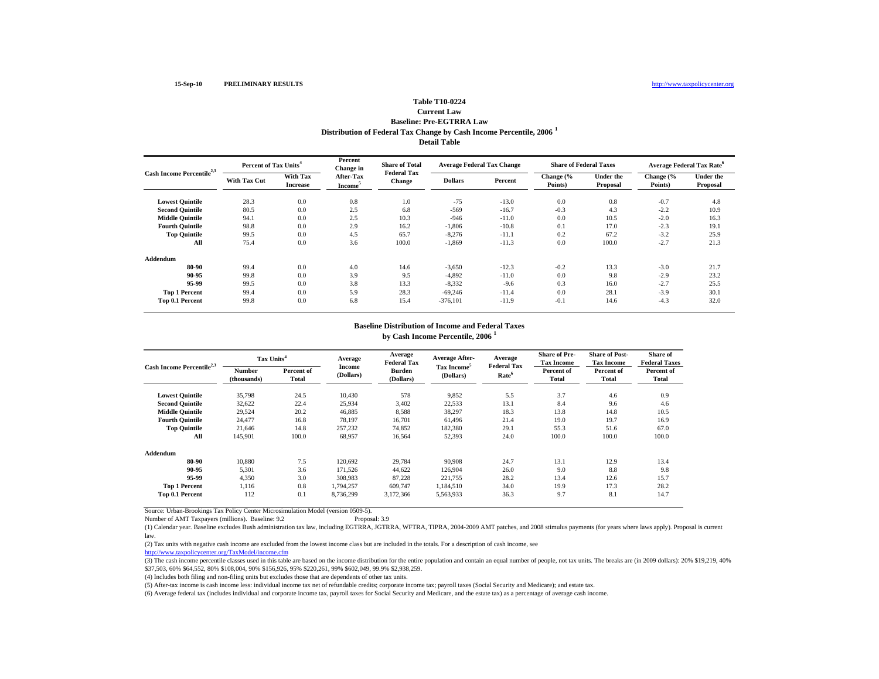15-Sep-10 PRELIMINARY RESULTS http://www.taxpolicycenter.org

# Table T10-0224

## Current Law

## Baseline: Pre-EGTRRA Law

## Distribution of Federal Tax Change by Cash Income Percentile, 2006 [1]

## Detail Table

| Cash Income Percentile[2,3] | Percent of Tax Units[4] | | Percent Change in After-Tax Income[5] | Share of Total Federal Tax Change | Average Federal Tax Change | | Share of Federal Taxes | | Average Federal Tax Rate[6] | |
|---|---|---|---|---|---|---|---|---|---|---|
| | With Tax Cut | With Tax Increase | | | Dollars | Percent | Change (% Points) | Under the Proposal | Change (% Points) | Under the Proposal |
| **Lowest Quintile** | 28.3 | 0.0 | 0.8 | 1.0 | -75 | -13.0 | 0.0 | 0.8 | -0.7 | 4.8 |
| **Second Quintile** | 80.5 | 0.0 | 2.5 | 6.8 | -569 | -16.7 | -0.3 | 4.3 | -2.2 | 10.9 |
| **Middle Quintile** | 94.1 | 0.0 | 2.5 | 10.3 | -946 | -11.0 | 0.0 | 10.5 | -2.0 | 16.3 |
| **Fourth Quintile** | 98.8 | 0.0 | 2.9 | 16.2 | -1,806 | -10.8 | 0.1 | 17.0 | -2.3 | 19.1 |
| **Top Quintile** | 99.5 | 0.0 | 4.5 | 65.7 | -8,276 | -11.1 | 0.2 | 67.2 | -3.2 | 25.9 |
| **All** | 75.4 | 0.0 | 3.6 | 100.0 | -1,869 | -11.3 | 0.0 | 100.0 | -2.7 | 21.3 |
| **Addendum** | | | | | | | | | | |
| **80-90** | 99.4 | 0.0 | 4.0 | 14.6 | -3,650 | -12.3 | -0.2 | 13.3 | -3.0 | 21.7 |
| **90-95** | 99.8 | 0.0 | 3.9 | 9.5 | -4,892 | -11.0 | 0.0 | 9.8 | -2.9 | 23.2 |
| **95-99** | 99.5 | 0.0 | 3.8 | 13.3 | -8,332 | -9.6 | 0.3 | 16.0 | -2.7 | 25.5 |
| **Top 1 Percent** | 99.4 | 0.0 | 5.9 | 28.3 | -69,246 | -11.4 | 0.0 | 28.1 | -3.9 | 30.1 |
| **Top 0.1 Percent** | 99.8 | 0.0 | 6.8 | 15.4 | -376,101 | -11.9 | -0.1 | 14.6 | -4.3 | 32.0 |

## Baseline Distribution of Income and Federal Taxes by Cash Income Percentile, 2006 [1]

| Cash Income Percentile[2,3] | Tax Units[4] | | Average Income (Dollars) | Average Federal Tax Burden (Dollars) | Average After-Tax Income[5] (Dollars) | Average Federal Tax Rate[6] | Share of Pre-Tax Income | Share of Post-Tax Income | Share of Federal Taxes |
|---|---|---|---|---|---|---|---|---|---|
| | Number (thousands) | Percent of Total | | | | | Percent of Total | Percent of Total | Percent of Total |
| **Lowest Quintile** | 35,798 | 24.5 | 10,430 | 578 | 9,852 | 5.5 | 3.7 | 4.6 | 0.9 |
| **Second Quintile** | 32,622 | 22.4 | 25,934 | 3,402 | 22,533 | 13.1 | 8.4 | 9.6 | 4.6 |
| **Middle Quintile** | 29,524 | 20.2 | 46,885 | 8,588 | 38,297 | 18.3 | 13.8 | 14.8 | 10.5 |
| **Fourth Quintile** | 24,477 | 16.8 | 78,197 | 16,701 | 61,496 | 21.4 | 19.0 | 19.7 | 16.9 |
| **Top Quintile** | 21,646 | 14.8 | 257,232 | 74,852 | 182,380 | 29.1 | 55.3 | 51.6 | 67.0 |
| **All** | 145,901 | 100.0 | 68,957 | 16,564 | 52,393 | 24.0 | 100.0 | 100.0 | 100.0 |
| **Addendum** | | | | | | | | | |
| **80-90** | 10,880 | 7.5 | 120,692 | 29,784 | 90,908 | 24.7 | 13.1 | 12.9 | 13.4 |
| **90-95** | 5,301 | 3.6 | 171,526 | 44,622 | 126,904 | 26.0 | 9.0 | 8.8 | 9.8 |
| **95-99** | 4,350 | 3.0 | 308,983 | 87,228 | 221,755 | 28.2 | 13.4 | 12.6 | 15.7 |
| **Top 1 Percent** | 1,116 | 0.8 | 1,794,257 | 609,747 | 1,184,510 | 34.0 | 19.9 | 17.3 | 28.2 |
| **Top 0.1 Percent** | 112 | 0.1 | 8,736,299 | 3,172,366 | 5,563,933 | 36.3 | 9.7 | 8.1 | 14.7 |

Source: Urban-Brookings Tax Policy Center Microsimulation Model (version 0509-5).

Number of AMT Taxpayers (millions). Baseline: 9.2 Proposal: 3.9

(1) Calendar year. Baseline excludes Bush administration tax law, including EGTRRA, JGTRRA, WFTRA, TIPRA, 2004-2009 AMT patches, and 2008 stimulus payments (for years where laws apply). Proposal is current law.

(2) Tax units with negative cash income are excluded from the lowest income class but are included in the totals. For a description of cash income, see http://www.taxpolicycenter.org/TaxModel/income.cfm

(3) The cash income percentile classes used in this table are based on the income distribution for the entire population and contain an equal number of people, not tax units. The breaks are (in 2009 dollars): 20% $19,219, 40% $37,503, 60% $64,552, 80% $108,004, 90% $156,926, 95% $220,261, 99% $602,049, 99.9% $2,938,259.

(4) Includes both filing and non-filing units but excludes those that are dependents of other tax units.

(5) After-tax income is cash income less: individual income tax net of refundable credits; corporate income tax; payroll taxes (Social Security and Medicare); and estate tax.

(6) Average federal tax (includes individual and corporate income tax, payroll taxes for Social Security and Medicare, and the estate tax) as a percentage of average cash income.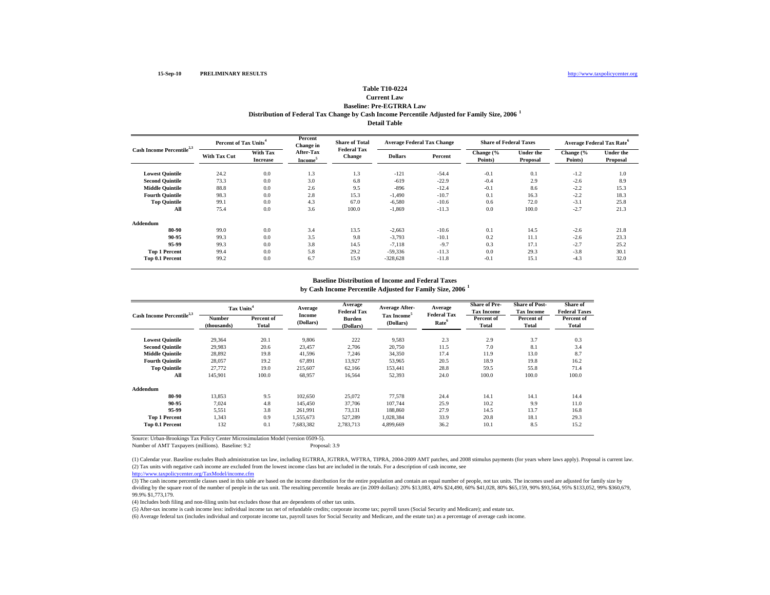15-Sep-10 PRELIMINARY RESULTS http://www.taxpolicycenter.org

# Table T10-0224
## Current Law
## Baseline: Pre-EGTRRA Law
## Distribution of Federal Tax Change by Cash Income Percentile Adjusted for Family Size, 2006 [1]
## Detail Table

| Cash Income Percentile[2,3] | Percent of Tax Units[4] | | Percent Change in After-Tax Income[5] | Share of Total Federal Tax Change | Average Federal Tax Change | | Share of Federal Taxes | | Average Federal Tax Rate[6] | |
|---|---|---|---|---|---|---|---|---|---|---|
| | With Tax Cut | With Tax Increase | | | Dollars | Percent | Change (% Points) | Under the Proposal | Change (% Points) | Under the Proposal |
| Lowest Quintile | 24.2 | 0.0 | 1.3 | 1.3 | -121 | -54.4 | -0.1 | 0.1 | -1.2 | 1.0 |
| Second Quintile | 73.3 | 0.0 | 3.0 | 6.8 | -619 | -22.9 | -0.4 | 2.9 | -2.6 | 8.9 |
| Middle Quintile | 88.8 | 0.0 | 2.6 | 9.5 | -896 | -12.4 | -0.1 | 8.6 | -2.2 | 15.3 |
| Fourth Quintile | 98.3 | 0.0 | 2.8 | 15.3 | -1,490 | -10.7 | 0.1 | 16.3 | -2.2 | 18.3 |
| Top Quintile | 99.1 | 0.0 | 4.3 | 67.0 | -6,580 | -10.6 | 0.6 | 72.0 | -3.1 | 25.8 |
| All | 75.4 | 0.0 | 3.6 | 100.0 | -1,869 | -11.3 | 0.0 | 100.0 | -2.7 | 21.3 |
| **Addendum** | | | | | | | | | | |
| 80-90 | 99.0 | 0.0 | 3.4 | 13.5 | -2,663 | -10.6 | 0.1 | 14.5 | -2.6 | 21.8 |
| 90-95 | 99.3 | 0.0 | 3.5 | 9.8 | -3,793 | -10.1 | 0.2 | 11.1 | -2.6 | 23.3 |
| 95-99 | 99.3 | 0.0 | 3.8 | 14.5 | -7,118 | -9.7 | 0.3 | 17.1 | -2.7 | 25.2 |
| Top 1 Percent | 99.4 | 0.0 | 5.8 | 29.2 | -59,336 | -11.3 | 0.0 | 29.3 | -3.8 | 30.1 |
| Top 0.1 Percent | 99.2 | 0.0 | 6.7 | 15.9 | -328,628 | -11.8 | -0.1 | 15.1 | -4.3 | 32.0 |

## Baseline Distribution of Income and Federal Taxes by Cash Income Percentile Adjusted for Family Size, 2006 [1]

| Cash Income Percentile[2,3] | Tax Units[4] | | Average Income (Dollars) | Average Federal Tax Burden (Dollars) | Average After-Tax Income[5] (Dollars) | Average Federal Tax Rate[6] | Share of Pre-Tax Income | Share of Post-Tax Income | Share of Federal Taxes |
|---|---|---|---|---|---|---|---|---|---|
| | Number (thousands) | Percent of Total | | | | | Percent of Total | Percent of Total | Percent of Total |
| Lowest Quintile | 29,364 | 20.1 | 9,806 | 222 | 9,583 | 2.3 | 2.9 | 3.7 | 0.3 |
| Second Quintile | 29,983 | 20.6 | 23,457 | 2,706 | 20,750 | 11.5 | 7.0 | 8.1 | 3.4 |
| Middle Quintile | 28,892 | 19.8 | 41,596 | 7,246 | 34,350 | 17.4 | 11.9 | 13.0 | 8.7 |
| Fourth Quintile | 28,057 | 19.2 | 67,891 | 13,927 | 53,965 | 20.5 | 18.9 | 19.8 | 16.2 |
| Top Quintile | 27,772 | 19.0 | 215,607 | 62,166 | 153,441 | 28.8 | 59.5 | 55.8 | 71.4 |
| All | 145,901 | 100.0 | 68,957 | 16,564 | 52,393 | 24.0 | 100.0 | 100.0 | 100.0 |
| **Addendum** | | | | | | | | | |
| 80-90 | 13,853 | 9.5 | 102,650 | 25,072 | 77,578 | 24.4 | 14.1 | 14.1 | 14.4 |
| 90-95 | 7,024 | 4.8 | 145,450 | 37,706 | 107,744 | 25.9 | 10.2 | 9.9 | 11.0 |
| 95-99 | 5,551 | 3.8 | 261,991 | 73,131 | 188,860 | 27.9 | 14.5 | 13.7 | 16.8 |
| Top 1 Percent | 1,343 | 0.9 | 1,555,673 | 527,289 | 1,028,384 | 33.9 | 20.8 | 18.1 | 29.3 |
| Top 0.1 Percent | 132 | 0.1 | 7,683,382 | 2,783,713 | 4,899,669 | 36.2 | 10.1 | 8.5 | 15.2 |

Source: Urban-Brookings Tax Policy Center Microsimulation Model (version 0509-5).
Number of AMT Taxpayers (millions). Baseline: 9.2 Proposal: 3.9

(1) Calendar year. Baseline excludes Bush administration tax law, including EGTRRA, JGTRRA, WFTRA, TIPRA, 2004-2009 AMT patches, and 2008 stimulus payments (for years where laws apply). Proposal is current law.
(2) Tax units with negative cash income are excluded from the lowest income class but are included in the totals. For a description of cash income, see
http://www.taxpolicycenter.org/TaxModel/income.cfm
(3) The cash income percentile classes used in this table are based on the income distribution for the entire population and contain an equal number of people, not tax units. The incomes used are adjusted for family size by dividing by the square root of the number of people in the tax unit. The resulting percentile breaks are (in 2009 dollars): 20% $13,083, 40% $24,490, 60% $41,028, 80% $65,159, 90% $93,564, 95% $133,052, 99% $360,679, 99.9% $1,773,179.
(4) Includes both filing and non-filing units but excludes those that are dependents of other tax units.
(5) After-tax income is cash income less: individual income tax net of refundable credits; corporate income tax; payroll taxes (Social Security and Medicare); and estate tax.
(6) Average federal tax (includes individual and corporate income tax, payroll taxes for Social Security and Medicare, and the estate tax) as a percentage of average cash income.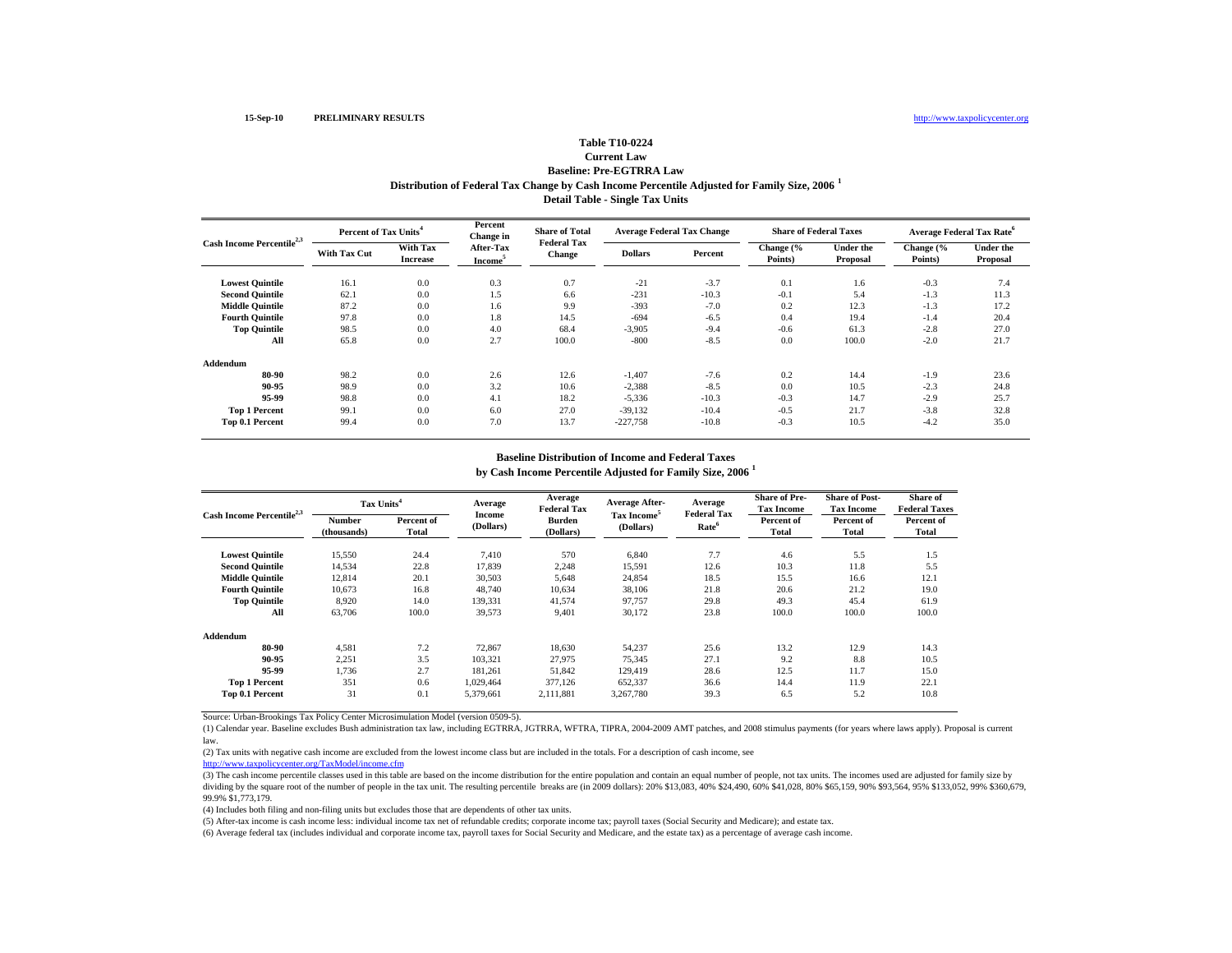15-Sep-10 PRELIMINARY RESULTS http://www.taxpolicycenter.org

# Table T10-0224
## Current Law
## Baseline: Pre-EGTRRA Law
## Distribution of Federal Tax Change by Cash Income Percentile Adjusted for Family Size, 2006 [1]
## Detail Table - Single Tax Units

| Cash Income Percentile[2,3] | Percent of Tax Units[4] | | Percent Change in After-Tax Income[5] | Share of Total Federal Tax Change | Average Federal Tax Change | | Share of Federal Taxes | | Average Federal Tax Rate[6] | |
|---|---|---|---|---|---|---|---|---|---|---|
| | With Tax Cut | With Tax Increase | | | Dollars | Percent | Change (% Points) | Under the Proposal | Change (% Points) | Under the Proposal |
| Lowest Quintile | 16.1 | 0.0 | 0.3 | 0.7 | -21 | -3.7 | 0.1 | 1.6 | -0.3 | 7.4 |
| Second Quintile | 62.1 | 0.0 | 1.5 | 6.6 | -231 | -10.3 | -0.1 | 5.4 | -1.3 | 11.3 |
| Middle Quintile | 87.2 | 0.0 | 1.6 | 9.9 | -393 | -7.0 | 0.2 | 12.3 | -1.3 | 17.2 |
| Fourth Quintile | 97.8 | 0.0 | 1.8 | 14.5 | -694 | -6.5 | 0.4 | 19.4 | -1.4 | 20.4 |
| Top Quintile | 98.5 | 0.0 | 4.0 | 68.4 | -3,905 | -9.4 | -0.6 | 61.3 | -2.8 | 27.0 |
| All | 65.8 | 0.0 | 2.7 | 100.0 | -800 | -8.5 | 0.0 | 100.0 | -2.0 | 21.7 |
| **Addendum** | | | | | | | | | | |
| 80-90 | 98.2 | 0.0 | 2.6 | 12.6 | -1,407 | -7.6 | 0.2 | 14.4 | -1.9 | 23.6 |
| 90-95 | 98.9 | 0.0 | 3.2 | 10.6 | -2,388 | -8.5 | 0.0 | 10.5 | -2.3 | 24.8 |
| 95-99 | 98.8 | 0.0 | 4.1 | 18.2 | -5,336 | -10.3 | -0.3 | 14.7 | -2.9 | 25.7 |
| Top 1 Percent | 99.1 | 0.0 | 6.0 | 27.0 | -39,132 | -10.4 | -0.5 | 21.7 | -3.8 | 32.8 |
| Top 0.1 Percent | 99.4 | 0.0 | 7.0 | 13.7 | -227,758 | -10.8 | -0.3 | 10.5 | -4.2 | 35.0 |

## Baseline Distribution of Income and Federal Taxes
## by Cash Income Percentile Adjusted for Family Size, 2006 [1]

| Cash Income Percentile[2,3] | Tax Units[4] | | Average Income (Dollars) | Average Federal Tax Burden (Dollars) | Average After-Tax Income[5] (Dollars) | Average Federal Tax Rate[6] | Share of Pre-Tax Income | Share of Post-Tax Income | Share of Federal Taxes |
|---|---|---|---|---|---|---|---|---|---|
| | Number (thousands) | Percent of Total | | | | | Percent of Total | Percent of Total | Percent of Total |
| Lowest Quintile | 15,550 | 24.4 | 7,410 | 570 | 6,840 | 7.7 | 4.6 | 5.5 | 1.5 |
| Second Quintile | 14,534 | 22.8 | 17,839 | 2,248 | 15,591 | 12.6 | 10.3 | 11.8 | 5.5 |
| Middle Quintile | 12,814 | 20.1 | 30,503 | 5,648 | 24,854 | 18.5 | 15.5 | 16.6 | 12.1 |
| Fourth Quintile | 10,673 | 16.8 | 48,740 | 10,634 | 38,106 | 21.8 | 20.6 | 21.2 | 19.0 |
| Top Quintile | 8,920 | 14.0 | 139,331 | 41,574 | 97,757 | 29.8 | 49.3 | 45.4 | 61.9 |
| All | 63,706 | 100.0 | 39,573 | 9,401 | 30,172 | 23.8 | 100.0 | 100.0 | 100.0 |
| **Addendum** | | | | | | | | | |
| 80-90 | 4,581 | 7.2 | 72,867 | 18,630 | 54,237 | 25.6 | 13.2 | 12.9 | 14.3 |
| 90-95 | 2,251 | 3.5 | 103,321 | 27,975 | 75,345 | 27.1 | 9.2 | 8.8 | 10.5 |
| 95-99 | 1,736 | 2.7 | 181,261 | 51,842 | 129,419 | 28.6 | 12.5 | 11.7 | 15.0 |
| Top 1 Percent | 351 | 0.6 | 1,029,464 | 377,126 | 652,337 | 36.6 | 14.4 | 11.9 | 22.1 |
| Top 0.1 Percent | 31 | 0.1 | 5,379,661 | 2,111,881 | 3,267,780 | 39.3 | 6.5 | 5.2 | 10.8 |

Source: Urban-Brookings Tax Policy Center Microsimulation Model (version 0509-5).

(1) Calendar year. Baseline excludes Bush administration tax law, including EGTRRA, JGTRRA, WFTRA, TIPRA, 2004-2009 AMT patches, and 2008 stimulus payments (for years where laws apply). Proposal is current law.

(2) Tax units with negative cash income are excluded from the lowest income class but are included in the totals. For a description of cash income, see http://www.taxpolicycenter.org/TaxModel/income.cfm

(3) The cash income percentile classes used in this table are based on the income distribution for the entire population and contain an equal number of people, not tax units. The incomes used are adjusted for family size by dividing by the square root of the number of people in the tax unit. The resulting percentile breaks are (in 2009 dollars): 20% $13,083, 40% $24,490, 60% $41,028, 80% $65,159, 90% $93,564, 95% $133,052, 99% $360,679, 99.9% $1,773,179.

(4) Includes both filing and non-filing units but excludes those that are dependents of other tax units.

(5) After-tax income is cash income less: individual income tax net of refundable credits; corporate income tax; payroll taxes (Social Security and Medicare); and estate tax.

(6) Average federal tax (includes individual and corporate income tax, payroll taxes for Social Security and Medicare, and the estate tax) as a percentage of average cash income.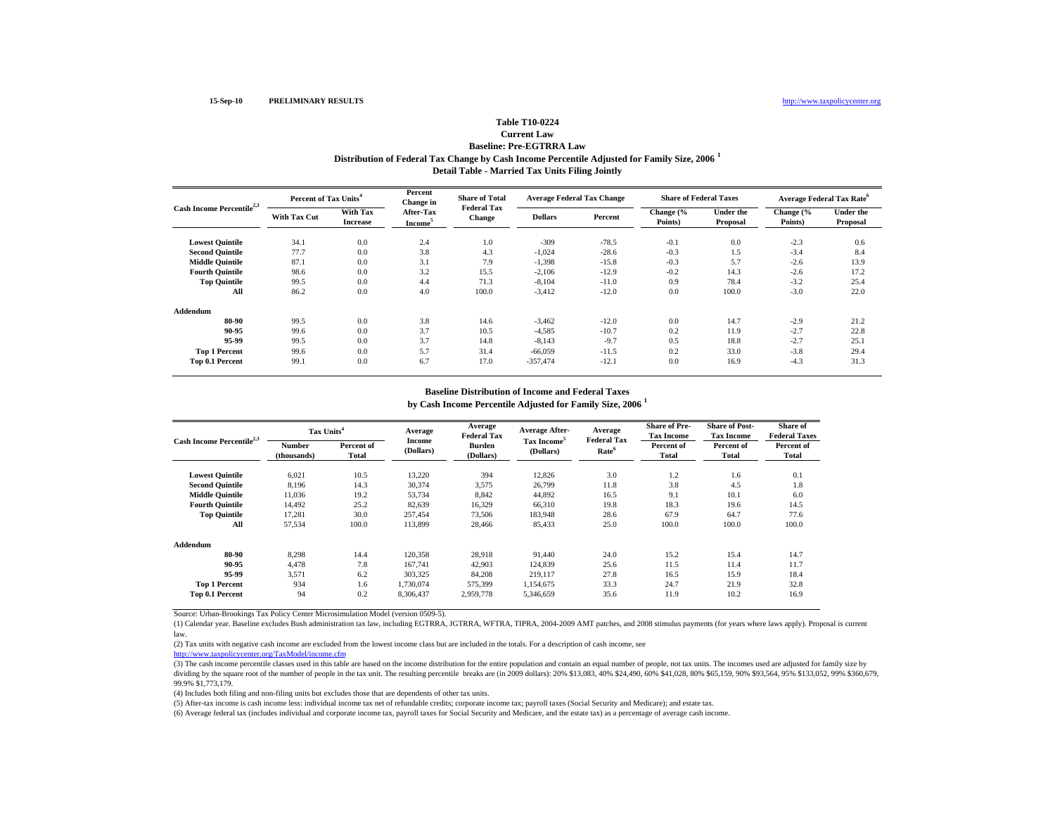15-Sep-10 PRELIMINARY RESULTS http://www.taxpolicycenter.org

# Table T10-0224

## Current Law
## Baseline: Pre-EGTRRA Law
## Distribution of Federal Tax Change by Cash Income Percentile Adjusted for Family Size, 2006 [1]
## Detail Table - Married Tax Units Filing Jointly

| Cash Income Percentile[2,3] | Percent of Tax Units[4] | | Percent Change in After-Tax Income[5] | Share of Total Federal Tax Change | Average Federal Tax Change | | Share of Federal Taxes | | Average Federal Tax Rate[6] | |
|---|---|---|---|---|---|---|---|---|---|---|
| | With Tax Cut | With Tax Increase | | | Dollars | Percent | Change (% Points) | Under the Proposal | Change (% Points) | Under the Proposal |
| **Lowest Quintile** | 34.1 | 0.0 | 2.4 | 1.0 | -309 | -78.5 | -0.1 | 0.0 | -2.3 | 0.6 |
| **Second Quintile** | 77.7 | 0.0 | 3.8 | 4.3 | -1,024 | -28.6 | -0.3 | 1.5 | -3.4 | 8.4 |
| **Middle Quintile** | 87.1 | 0.0 | 3.1 | 7.9 | -1,398 | -15.8 | -0.3 | 5.7 | -2.6 | 13.9 |
| **Fourth Quintile** | 98.6 | 0.0 | 3.2 | 15.5 | -2,106 | -12.9 | -0.2 | 14.3 | -2.6 | 17.2 |
| **Top Quintile** | 99.5 | 0.0 | 4.4 | 71.3 | -8,104 | -11.0 | 0.9 | 78.4 | -3.2 | 25.4 |
| **All** | 86.2 | 0.0 | 4.0 | 100.0 | -3,412 | -12.0 | 0.0 | 100.0 | -3.0 | 22.0 |
| **Addendum** | | | | | | | | | | |
| **80-90** | 99.5 | 0.0 | 3.8 | 14.6 | -3,462 | -12.0 | 0.0 | 14.7 | -2.9 | 21.2 |
| **90-95** | 99.6 | 0.0 | 3.7 | 10.5 | -4,585 | -10.7 | 0.2 | 11.9 | -2.7 | 22.8 |
| **95-99** | 99.5 | 0.0 | 3.7 | 14.8 | -8,143 | -9.7 | 0.5 | 18.8 | -2.7 | 25.1 |
| **Top 1 Percent** | 99.6 | 0.0 | 5.7 | 31.4 | -66,059 | -11.5 | 0.2 | 33.0 | -3.8 | 29.4 |
| **Top 0.1 Percent** | 99.1 | 0.0 | 6.7 | 17.0 | -357,474 | -12.1 | 0.0 | 16.9 | -4.3 | 31.3 |

## Baseline Distribution of Income and Federal Taxes
## by Cash Income Percentile Adjusted for Family Size, 2006 [1]

| Cash Income Percentile[2,3] | Tax Units[4] | | Average Income (Dollars) | Average Federal Tax Burden (Dollars) | Average After-Tax Income[5] (Dollars) | Average Federal Tax Rate[6] | Share of Pre-Tax Income | Share of Post-Tax Income | Share of Federal Taxes |
|---|---|---|---|---|---|---|---|---|---|
| | Number (thousands) | Percent of Total | | | | | Percent of Total | Percent of Total | Percent of Total |
| **Lowest Quintile** | 6,021 | 10.5 | 13,220 | 394 | 12,826 | 3.0 | 1.2 | 1.6 | 0.1 |
| **Second Quintile** | 8,196 | 14.3 | 30,374 | 3,575 | 26,799 | 11.8 | 3.8 | 4.5 | 1.8 |
| **Middle Quintile** | 11,036 | 19.2 | 53,734 | 8,842 | 44,892 | 16.5 | 9.1 | 10.1 | 6.0 |
| **Fourth Quintile** | 14,492 | 25.2 | 82,639 | 16,329 | 66,310 | 19.8 | 18.3 | 19.6 | 14.5 |
| **Top Quintile** | 17,281 | 30.0 | 257,454 | 73,506 | 183,948 | 28.6 | 67.9 | 64.7 | 77.6 |
| **All** | 57,534 | 100.0 | 113,899 | 28,466 | 85,433 | 25.0 | 100.0 | 100.0 | 100.0 |
| **Addendum** | | | | | | | | | |
| **80-90** | 8,298 | 14.4 | 120,358 | 28,918 | 91,440 | 24.0 | 15.2 | 15.4 | 14.7 |
| **90-95** | 4,478 | 7.8 | 167,741 | 42,903 | 124,839 | 25.6 | 11.5 | 11.4 | 11.7 |
| **95-99** | 3,571 | 6.2 | 303,325 | 84,208 | 219,117 | 27.8 | 16.5 | 15.9 | 18.4 |
| **Top 1 Percent** | 934 | 1.6 | 1,730,074 | 575,399 | 1,154,675 | 33.3 | 24.7 | 21.9 | 32.8 |
| **Top 0.1 Percent** | 94 | 0.2 | 8,306,437 | 2,959,778 | 5,346,659 | 35.6 | 11.9 | 10.2 | 16.9 |

Source: Urban-Brookings Tax Policy Center Microsimulation Model (version 0509-5).

(1) Calendar year. Baseline excludes Bush administration tax law, including EGTRRA, JGTRRA, WFTRA, TIPRA, 2004-2009 AMT patches, and 2008 stimulus payments (for years where laws apply). Proposal is current law.

(2) Tax units with negative cash income are excluded from the lowest income class but are included in the totals. For a description of cash income, see http://www.taxpolicycenter.org/TaxModel/income.cfm

(3) The cash income percentile classes used in this table are based on the income distribution for the entire population and contain an equal number of people, not tax units. The incomes used are adjusted for family size by dividing by the square root of the number of people in the tax unit. The resulting percentile breaks are (in 2009 dollars): 20% $13,083, 40% $24,490, 60% $41,028, 80% $65,159, 90% $93,564, 95% $133,052, 99% $360,679, 99.9% $1,773,179.

(4) Includes both filing and non-filing units but excludes those that are dependents of other tax units.

(5) After-tax income is cash income less: individual income tax net of refundable credits; corporate income tax; payroll taxes (Social Security and Medicare); and estate tax.

(6) Average federal tax (includes individual and corporate income tax, payroll taxes for Social Security and Medicare, and the estate tax) as a percentage of average cash income.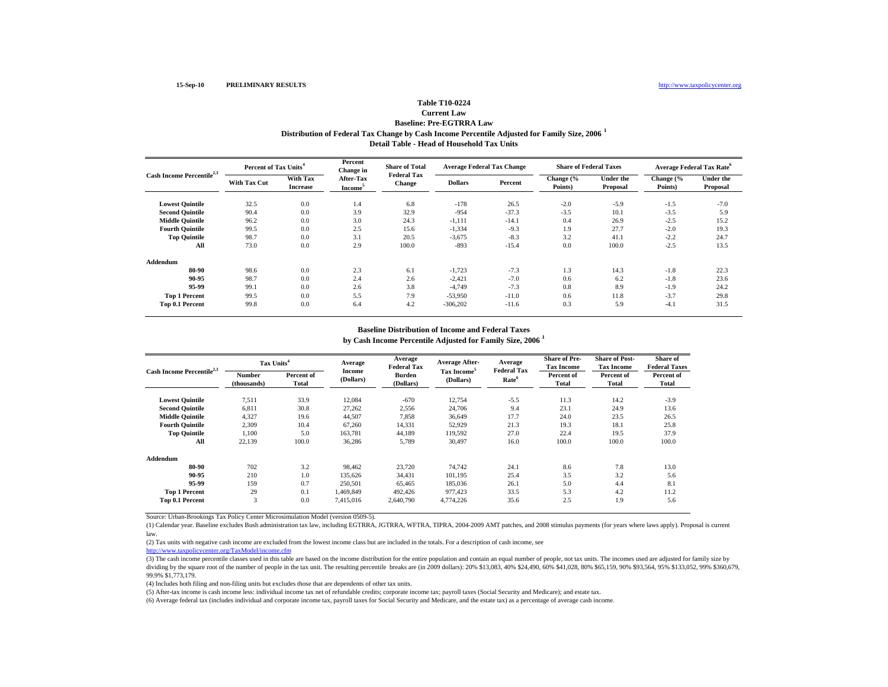15-Sep-10 PRELIMINARY RESULTS http://www.taxpolicycenter.org

# Table T10-0224
## Current Law
## Baseline: Pre-EGTRRA Law
## Distribution of Federal Tax Change by Cash Income Percentile Adjusted for Family Size, 2006 [1]
## Detail Table - Head of Household Tax Units

| Cash Income Percentile[2,3] | Percent of Tax Units[4] | | Percent Change in After-Tax Income[5] | Share of Total Federal Tax Change | Average Federal Tax Change | | Share of Federal Taxes | | Average Federal Tax Rate[6] | |
|---|---|---|---|---|---|---|---|---|---|---|
| | With Tax Cut | With Tax Increase | | | Dollars | Percent | Change (% Points) | Under the Proposal | Change (% Points) | Under the Proposal |
| **Lowest Quintile** | 32.5 | 0.0 | 1.4 | 6.8 | -178 | 26.5 | -2.0 | -5.9 | -1.5 | -7.0 |
| **Second Quintile** | 90.4 | 0.0 | 3.9 | 32.9 | -954 | -37.3 | -3.5 | 10.1 | -3.5 | 5.9 |
| **Middle Quintile** | 96.2 | 0.0 | 3.0 | 24.3 | -1,111 | -14.1 | 0.4 | 26.9 | -2.5 | 15.2 |
| **Fourth Quintile** | 99.5 | 0.0 | 2.5 | 15.6 | -1,334 | -9.3 | 1.9 | 27.7 | -2.0 | 19.3 |
| **Top Quintile** | 98.7 | 0.0 | 3.1 | 20.5 | -3,675 | -8.3 | 3.2 | 41.1 | -2.2 | 24.7 |
| **All** | 73.0 | 0.0 | 2.9 | 100.0 | -893 | -15.4 | 0.0 | 100.0 | -2.5 | 13.5 |
| **Addendum** | | | | | | | | | | |
| **80-90** | 98.6 | 0.0 | 2.3 | 6.1 | -1,723 | -7.3 | 1.3 | 14.3 | -1.8 | 22.3 |
| **90-95** | 98.7 | 0.0 | 2.4 | 2.6 | -2,421 | -7.0 | 0.6 | 6.2 | -1.8 | 23.6 |
| **95-99** | 99.1 | 0.0 | 2.6 | 3.8 | -4,749 | -7.3 | 0.8 | 8.9 | -1.9 | 24.2 |
| **Top 1 Percent** | 99.5 | 0.0 | 5.5 | 7.9 | -53,950 | -11.0 | 0.6 | 11.8 | -3.7 | 29.8 |
| **Top 0.1 Percent** | 99.8 | 0.0 | 6.4 | 4.2 | -306,202 | -11.6 | 0.3 | 5.9 | -4.1 | 31.5 |

## Baseline Distribution of Income and Federal Taxes
## by Cash Income Percentile Adjusted for Family Size, 2006 [1]

| Cash Income Percentile[2,3] | Tax Units[4] | | Average Income (Dollars) | Average Federal Tax Burden (Dollars) | Average After-Tax Income[5] (Dollars) | Average Federal Tax Rate[6] | Share of Pre-Tax Income | Share of Post-Tax Income | Share of Federal Taxes |
|---|---|---|---|---|---|---|---|---|---|
| | Number (thousands) | Percent of Total | | | | | Percent of Total | Percent of Total | Percent of Total |
| **Lowest Quintile** | 7,511 | 33.9 | 12,084 | -670 | 12,754 | -5.5 | 11.3 | 14.2 | -3.9 |
| **Second Quintile** | 6,811 | 30.8 | 27,262 | 2,556 | 24,706 | 9.4 | 23.1 | 24.9 | 13.6 |
| **Middle Quintile** | 4,327 | 19.6 | 44,507 | 7,858 | 36,649 | 17.7 | 24.0 | 23.5 | 26.5 |
| **Fourth Quintile** | 2,309 | 10.4 | 67,260 | 14,331 | 52,929 | 21.3 | 19.3 | 18.1 | 25.8 |
| **Top Quintile** | 1,100 | 5.0 | 163,781 | 44,189 | 119,592 | 27.0 | 22.4 | 19.5 | 37.9 |
| **All** | 22,139 | 100.0 | 36,286 | 5,789 | 30,497 | 16.0 | 100.0 | 100.0 | 100.0 |
| **Addendum** | | | | | | | | | |
| **80-90** | 702 | 3.2 | 98,462 | 23,720 | 74,742 | 24.1 | 8.6 | 7.8 | 13.0 |
| **90-95** | 210 | 1.0 | 135,626 | 34,431 | 101,195 | 25.4 | 3.5 | 3.2 | 5.6 |
| **95-99** | 159 | 0.7 | 250,501 | 65,465 | 185,036 | 26.1 | 5.0 | 4.4 | 8.1 |
| **Top 1 Percent** | 29 | 0.1 | 1,469,849 | 492,426 | 977,423 | 33.5 | 5.3 | 4.2 | 11.2 |
| **Top 0.1 Percent** | 3 | 0.0 | 7,415,016 | 2,640,790 | 4,774,226 | 35.6 | 2.5 | 1.9 | 5.6 |

Source: Urban-Brookings Tax Policy Center Microsimulation Model (version 0509-5).

(1) Calendar year. Baseline excludes Bush administration tax law, including EGTRRA, JGTRRA, WFTRA, TIPRA, 2004-2009 AMT patches, and 2008 stimulus payments (for years where laws apply). Proposal is current law.

(2) Tax units with negative cash income are excluded from the lowest income class but are included in the totals. For a description of cash income, see http://www.taxpolicycenter.org/TaxModel/income.cfm

(3) The cash income percentile classes used in this table are based on the income distribution for the entire population and contain an equal number of people, not tax units. The incomes used are adjusted for family size by dividing by the square root of the number of people in the tax unit. The resulting percentile breaks are (in 2009 dollars): 20% $13,083, 40% $24,490, 60% $41,028, 80% $65,159, 90% $93,564, 95% $133,052, 99% $360,679, 99.9% $1,773,179.

(4) Includes both filing and non-filing units but excludes those that are dependents of other tax units.

(5) After-tax income is cash income less: individual income tax net of refundable credits; corporate income tax; payroll taxes (Social Security and Medicare); and estate tax.

(6) Average federal tax (includes individual and corporate income tax, payroll taxes for Social Security and Medicare, and the estate tax) as a percentage of average cash income.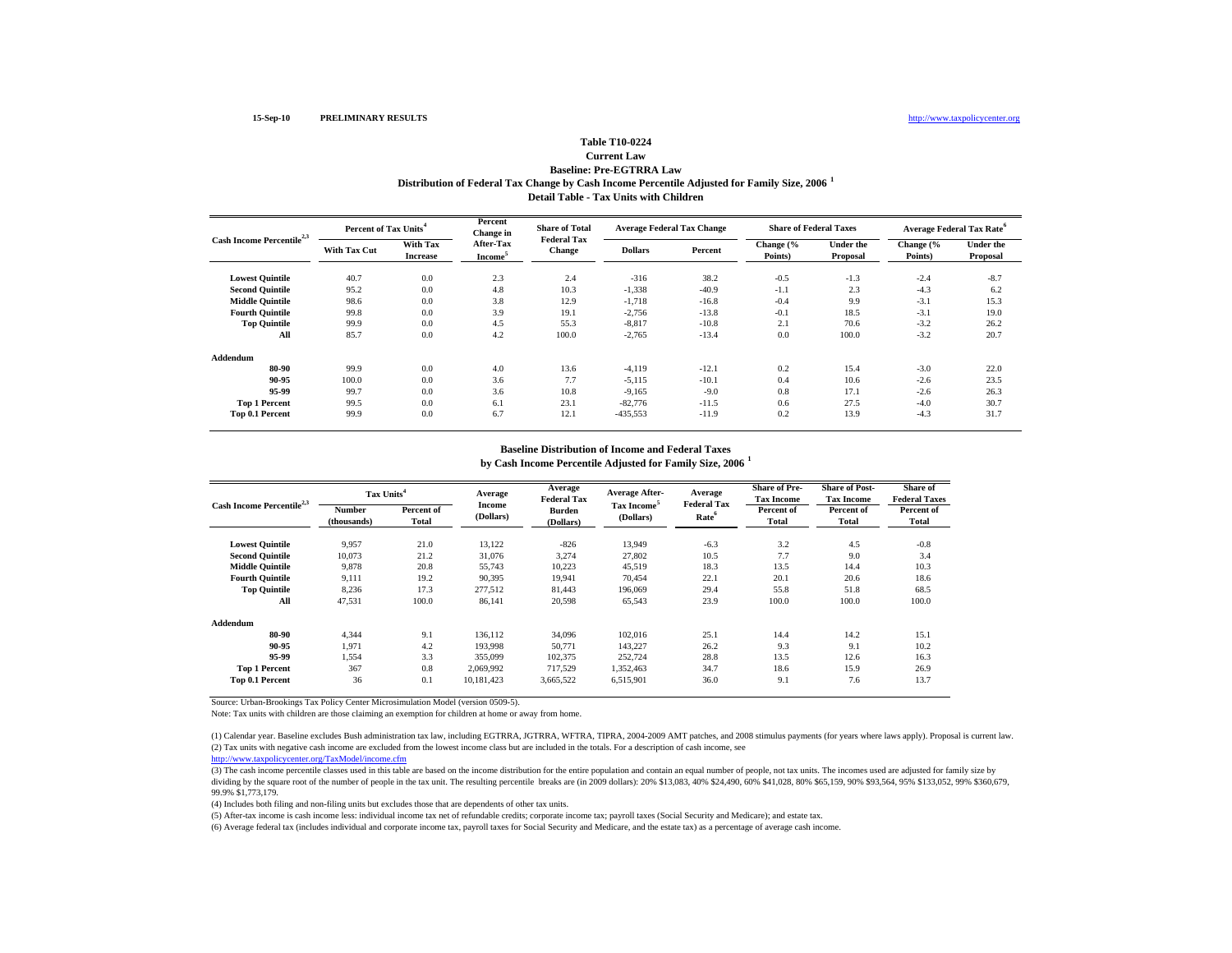15-Sep-10 PRELIMINARY RESULTS http://www.taxpolicycenter.org

### Table T10-0224
### Current Law
### Baseline: Pre-EGTRRA Law
### Distribution of Federal Tax Change by Cash Income Percentile Adjusted for Family Size, 2006 [1]
### Detail Table - Tax Units with Children

| Cash Income Percentile[2,3] | Percent of Tax Units[4] | | Percent Change in After-Tax Income[5] | Share of Total Federal Tax Change | Average Federal Tax Change | | Share of Federal Taxes | | Average Federal Tax Rate[6] | |
|---|---|---|---|---|---|---|---|---|---|---|
| | With Tax Cut | With Tax Increase | | | Dollars | Percent | Change (% Points) | Under the Proposal | Change (% Points) | Under the Proposal |
| **Lowest Quintile** | 40.7 | 0.0 | 2.3 | 2.4 | -316 | 38.2 | -0.5 | -1.3 | -2.4 | -8.7 |
| **Second Quintile** | 95.2 | 0.0 | 4.8 | 10.3 | -1,338 | -40.9 | -1.1 | 2.3 | -4.3 | 6.2 |
| **Middle Quintile** | 98.6 | 0.0 | 3.8 | 12.9 | -1,718 | -16.8 | -0.4 | 9.9 | -3.1 | 15.3 |
| **Fourth Quintile** | 99.8 | 0.0 | 3.9 | 19.1 | -2,756 | -13.8 | -0.1 | 18.5 | -3.1 | 19.0 |
| **Top Quintile** | 99.9 | 0.0 | 4.5 | 55.3 | -8,817 | -10.8 | 2.1 | 70.6 | -3.2 | 26.2 |
| **All** | 85.7 | 0.0 | 4.2 | 100.0 | -2,765 | -13.4 | 0.0 | 100.0 | -3.2 | 20.7 |
| **Addendum** | | | | | | | | | | |
| **80-90** | 99.9 | 0.0 | 4.0 | 13.6 | -4,119 | -12.1 | 0.2 | 15.4 | -3.0 | 22.0 |
| **90-95** | 100.0 | 0.0 | 3.6 | 7.7 | -5,115 | -10.1 | 0.4 | 10.6 | -2.6 | 23.5 |
| **95-99** | 99.7 | 0.0 | 3.6 | 10.8 | -9,165 | -9.0 | 0.8 | 17.1 | -2.6 | 26.3 |
| **Top 1 Percent** | 99.5 | 0.0 | 6.1 | 23.1 | -82,776 | -11.5 | 0.6 | 27.5 | -4.0 | 30.7 |
| **Top 0.1 Percent** | 99.9 | 0.0 | 6.7 | 12.1 | -435,553 | -11.9 | 0.2 | 13.9 | -4.3 | 31.7 |

### Baseline Distribution of Income and Federal Taxes
### by Cash Income Percentile Adjusted for Family Size, 2006 [1]

| Cash Income Percentile[2,3] | Tax Units[4] | | Average Income (Dollars) | Average Federal Tax Burden (Dollars) | Average After-Tax Income[5] (Dollars) | Average Federal Tax Rate[6] | Share of Pre-Tax Income | Share of Post-Tax Income | Share of Federal Taxes |
|---|---|---|---|---|---|---|---|---|---|
| | Number (thousands) | Percent of Total | | | | | Percent of Total | Percent of Total | Percent of Total |
| **Lowest Quintile** | 9,957 | 21.0 | 13,122 | -826 | 13,949 | -6.3 | 3.2 | 4.5 | -0.8 |
| **Second Quintile** | 10,073 | 21.2 | 31,076 | 3,274 | 27,802 | 10.5 | 7.7 | 9.0 | 3.4 |
| **Middle Quintile** | 9,878 | 20.8 | 55,743 | 10,223 | 45,519 | 18.3 | 13.5 | 14.4 | 10.3 |
| **Fourth Quintile** | 9,111 | 19.2 | 90,395 | 19,941 | 70,454 | 22.1 | 20.1 | 20.6 | 18.6 |
| **Top Quintile** | 8,236 | 17.3 | 277,512 | 81,443 | 196,069 | 29.4 | 55.8 | 51.8 | 68.5 |
| **All** | 47,531 | 100.0 | 86,141 | 20,598 | 65,543 | 23.9 | 100.0 | 100.0 | 100.0 |
| **Addendum** | | | | | | | | | |
| **80-90** | 4,344 | 9.1 | 136,112 | 34,096 | 102,016 | 25.1 | 14.4 | 14.2 | 15.1 |
| **90-95** | 1,971 | 4.2 | 193,998 | 50,771 | 143,227 | 26.2 | 9.3 | 9.1 | 10.2 |
| **95-99** | 1,554 | 3.3 | 355,099 | 102,375 | 252,724 | 28.8 | 13.5 | 12.6 | 16.3 |
| **Top 1 Percent** | 367 | 0.8 | 2,069,992 | 717,529 | 1,352,463 | 34.7 | 18.6 | 15.9 | 26.9 |
| **Top 0.1 Percent** | 36 | 0.1 | 10,181,423 | 3,665,522 | 6,515,901 | 36.0 | 9.1 | 7.6 | 13.7 |

Source: Urban-Brookings Tax Policy Center Microsimulation Model (version 0509-5).

Note: Tax units with children are those claiming an exemption for children at home or away from home.

(1) Calendar year. Baseline excludes Bush administration tax law, including EGTRRA, JGTRRA, WFTRA, TIPRA, 2004-2009 AMT patches, and 2008 stimulus payments (for years where laws apply). Proposal is current law.

(2) Tax units with negative cash income are excluded from the lowest income class but are included in the totals. For a description of cash income, see http://www.taxpolicycenter.org/TaxModel/income.cfm

(3) The cash income percentile classes used in this table are based on the income distribution for the entire population and contain an equal number of people, not tax units. The incomes used are adjusted for family size by dividing by the square root of the number of people in the tax unit. The resulting percentile breaks are (in 2009 dollars): 20% $13,083, 40% $24,490, 60% $41,028, 80% $65,159, 90% $93,564, 95% $133,052, 99% $360,679, 99.9% $1,773,179.

(4) Includes both filing and non-filing units but excludes those that are dependents of other tax units.

(5) After-tax income is cash income less: individual income tax net of refundable credits; corporate income tax; payroll taxes (Social Security and Medicare); and estate tax.

(6) Average federal tax (includes individual and corporate income tax, payroll taxes for Social Security and Medicare, and the estate tax) as a percentage of average cash income.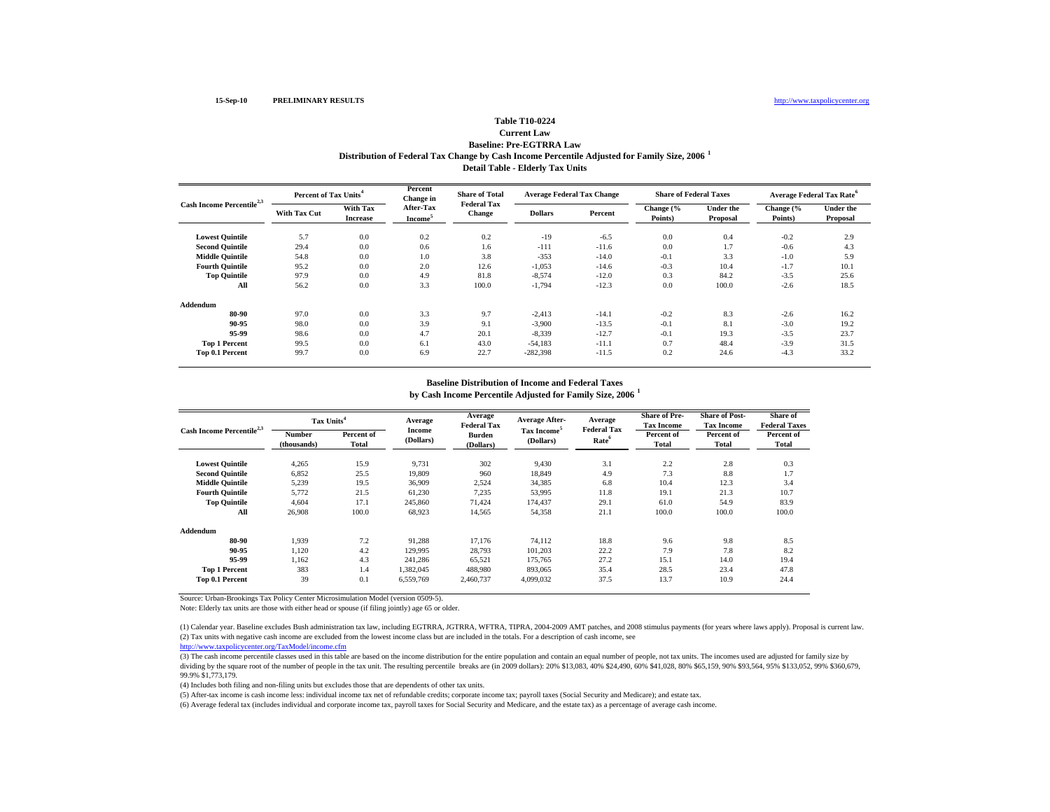15-Sep-10 **PRELIMINARY RESULTS** http://www.taxpolicycenter.org

**Table T10-0224**
**Current Law**
**Baseline: Pre-EGTRRA Law**
**Distribution of Federal Tax Change by Cash Income Percentile Adjusted for Family Size, 2006 [1]**
**Detail Table - Elderly Tax Units**

| Cash Income Percentile[2,3] | Percent of Tax Units[4] | | Percent Change in After-Tax Income[5] | Share of Total Federal Tax Change | Average Federal Tax Change | | Share of Federal Taxes | | Average Federal Tax Rate[6] | |
|---|---|---|---|---|---|---|---|---|---|---|
| | With Tax Cut | With Tax Increase | | | Dollars | Percent | Change (% Points) | Under the Proposal | Change (% Points) | Under the Proposal |
| Lowest Quintile | 5.7 | 0.0 | 0.2 | 0.2 | -19 | -6.5 | 0.0 | 0.4 | -0.2 | 2.9 |
| Second Quintile | 29.4 | 0.0 | 0.6 | 1.6 | -111 | -11.6 | 0.0 | 1.7 | -0.6 | 4.3 |
| Middle Quintile | 54.8 | 0.0 | 1.0 | 3.8 | -353 | -14.0 | -0.1 | 3.3 | -1.0 | 5.9 |
| Fourth Quintile | 95.2 | 0.0 | 2.0 | 12.6 | -1,053 | -14.6 | -0.3 | 10.4 | -1.7 | 10.1 |
| Top Quintile | 97.9 | 0.0 | 4.9 | 81.8 | -8,574 | -12.0 | 0.3 | 84.2 | -3.5 | 25.6 |
| All | 56.2 | 0.0 | 3.3 | 100.0 | -1,794 | -12.3 | 0.0 | 100.0 | -2.6 | 18.5 |
| **Addendum** | | | | | | | | | | |
| 80-90 | 97.0 | 0.0 | 3.3 | 9.7 | -2,413 | -14.1 | -0.2 | 8.3 | -2.6 | 16.2 |
| 90-95 | 98.0 | 0.0 | 3.9 | 9.1 | -3,900 | -13.5 | -0.1 | 8.1 | -3.0 | 19.2 |
| 95-99 | 98.6 | 0.0 | 4.7 | 20.1 | -8,339 | -12.7 | -0.1 | 19.3 | -3.5 | 23.7 |
| Top 1 Percent | 99.5 | 0.0 | 6.1 | 43.0 | -54,183 | -11.1 | 0.7 | 48.4 | -3.9 | 31.5 |
| Top 0.1 Percent | 99.7 | 0.0 | 6.9 | 22.7 | -282,398 | -11.5 | 0.2 | 24.6 | -4.3 | 33.2 |

**Baseline Distribution of Income and Federal Taxes**
**by Cash Income Percentile Adjusted for Family Size, 2006 [1]**

| Cash Income Percentile[2,3] | Tax Units[4] | | Average Income (Dollars) | Average Federal Tax Burden (Dollars) | Average After-Tax Income[5] (Dollars) | Average Federal Tax Rate[6] | Share of Pre-Tax Income | Share of Post-Tax Income | Share of Federal Taxes |
|---|---|---|---|---|---|---|---|---|---|
| | Number (thousands) | Percent of Total | | | | | Percent of Total | Percent of Total | Percent of Total |
| Lowest Quintile | 4,265 | 15.9 | 9,731 | 302 | 9,430 | 3.1 | 2.2 | 2.8 | 0.3 |
| Second Quintile | 6,852 | 25.5 | 19,809 | 960 | 18,849 | 4.9 | 7.3 | 8.8 | 1.7 |
| Middle Quintile | 5,239 | 19.5 | 36,909 | 2,524 | 34,385 | 6.8 | 10.4 | 12.3 | 3.4 |
| Fourth Quintile | 5,772 | 21.5 | 61,230 | 7,235 | 53,995 | 11.8 | 19.1 | 21.3 | 10.7 |
| Top Quintile | 4,604 | 17.1 | 245,860 | 71,424 | 174,437 | 29.1 | 61.0 | 54.9 | 83.9 |
| All | 26,908 | 100.0 | 68,923 | 14,565 | 54,358 | 21.1 | 100.0 | 100.0 | 100.0 |
| **Addendum** | | | | | | | | | |
| 80-90 | 1,939 | 7.2 | 91,288 | 17,176 | 74,112 | 18.8 | 9.6 | 9.8 | 8.5 |
| 90-95 | 1,120 | 4.2 | 129,995 | 28,793 | 101,203 | 22.2 | 7.9 | 7.8 | 8.2 |
| 95-99 | 1,162 | 4.3 | 241,286 | 65,521 | 175,765 | 27.2 | 15.1 | 14.0 | 19.4 |
| Top 1 Percent | 383 | 1.4 | 1,382,045 | 488,980 | 893,065 | 35.4 | 28.5 | 23.4 | 47.8 |
| Top 0.1 Percent | 39 | 0.1 | 6,559,769 | 2,460,737 | 4,099,032 | 37.5 | 13.7 | 10.9 | 24.4 |

Source: Urban-Brookings Tax Policy Center Microsimulation Model (version 0509-5).

Note: Elderly tax units are those with either head or spouse (if filing jointly) age 65 or older.

(1) Calendar year. Baseline excludes Bush administration tax law, including EGTRRA, JGTRRA, WFTRA, TIPRA, 2004-2009 AMT patches, and 2008 stimulus payments (for years where laws apply). Proposal is current law.
(2) Tax units with negative cash income are excluded from the lowest income class but are included in the totals. For a description of cash income, see
http://www.taxpolicycenter.org/TaxModel/income.cfm

(3) The cash income percentile classes used in this table are based on the income distribution for the entire population and contain an equal number of people, not tax units. The incomes used are adjusted for family size by dividing by the square root of the number of people in the tax unit. The resulting percentile breaks are (in 2009 dollars): 20% $13,083, 40% $24,490, 60% $41,028, 80% $65,159, 90% $93,564, 95% $133,052, 99% $360,679, 99.9% $1,773,179.

(4) Includes both filing and non-filing units but excludes those that are dependents of other tax units.

(5) After-tax income is cash income less: individual income tax net of refundable credits; corporate income tax; payroll taxes (Social Security and Medicare); and estate tax.

(6) Average federal tax (includes individual and corporate income tax, payroll taxes for Social Security and Medicare, and the estate tax) as a percentage of average cash income.